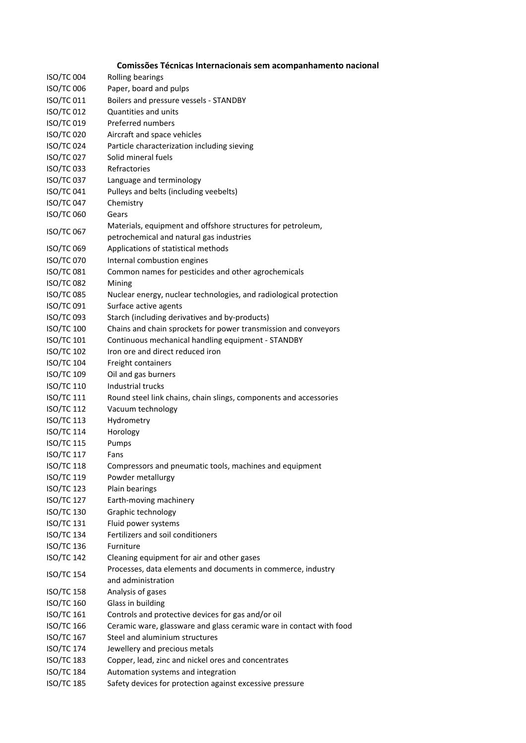## Comissões Técnicas Internacionais sem acompanhamento nacional

| | |
|---|---|
| ISO/TC 004 | Rolling bearings |
| ISO/TC 006 | Paper, board and pulps |
| ISO/TC 011 | Boilers and pressure vessels - STANDBY |
| ISO/TC 012 | Quantities and units |
| ISO/TC 019 | Preferred numbers |
| ISO/TC 020 | Aircraft and space vehicles |
| ISO/TC 024 | Particle characterization including sieving |
| ISO/TC 027 | Solid mineral fuels |
| ISO/TC 033 | Refractories |
| ISO/TC 037 | Language and terminology |
| ISO/TC 041 | Pulleys and belts (including veebelts) |
| ISO/TC 047 | Chemistry |
| ISO/TC 060 | Gears |
| ISO/TC 067 | Materials, equipment and offshore structures for petroleum, petrochemical and natural gas industries |
| ISO/TC 069 | Applications of statistical methods |
| ISO/TC 070 | Internal combustion engines |
| ISO/TC 081 | Common names for pesticides and other agrochemicals |
| ISO/TC 082 | Mining |
| ISO/TC 085 | Nuclear energy, nuclear technologies, and radiological protection |
| ISO/TC 091 | Surface active agents |
| ISO/TC 093 | Starch (including derivatives and by-products) |
| ISO/TC 100 | Chains and chain sprockets for power transmission and conveyors |
| ISO/TC 101 | Continuous mechanical handling equipment - STANDBY |
| ISO/TC 102 | Iron ore and direct reduced iron |
| ISO/TC 104 | Freight containers |
| ISO/TC 109 | Oil and gas burners |
| ISO/TC 110 | Industrial trucks |
| ISO/TC 111 | Round steel link chains, chain slings, components and accessories |
| ISO/TC 112 | Vacuum technology |
| ISO/TC 113 | Hydrometry |
| ISO/TC 114 | Horology |
| ISO/TC 115 | Pumps |
| ISO/TC 117 | Fans |
| ISO/TC 118 | Compressors and pneumatic tools, machines and equipment |
| ISO/TC 119 | Powder metallurgy |
| ISO/TC 123 | Plain bearings |
| ISO/TC 127 | Earth-moving machinery |
| ISO/TC 130 | Graphic technology |
| ISO/TC 131 | Fluid power systems |
| ISO/TC 134 | Fertilizers and soil conditioners |
| ISO/TC 136 | Furniture |
| ISO/TC 142 | Cleaning equipment for air and other gases |
| ISO/TC 154 | Processes, data elements and documents in commerce, industry and administration |
| ISO/TC 158 | Analysis of gases |
| ISO/TC 160 | Glass in building |
| ISO/TC 161 | Controls and protective devices for gas and/or oil |
| ISO/TC 166 | Ceramic ware, glassware and glass ceramic ware in contact with food |
| ISO/TC 167 | Steel and aluminium structures |
| ISO/TC 174 | Jewellery and precious metals |
| ISO/TC 183 | Copper, lead, zinc and nickel ores and concentrates |
| ISO/TC 184 | Automation systems and integration |
| ISO/TC 185 | Safety devices for protection against excessive pressure |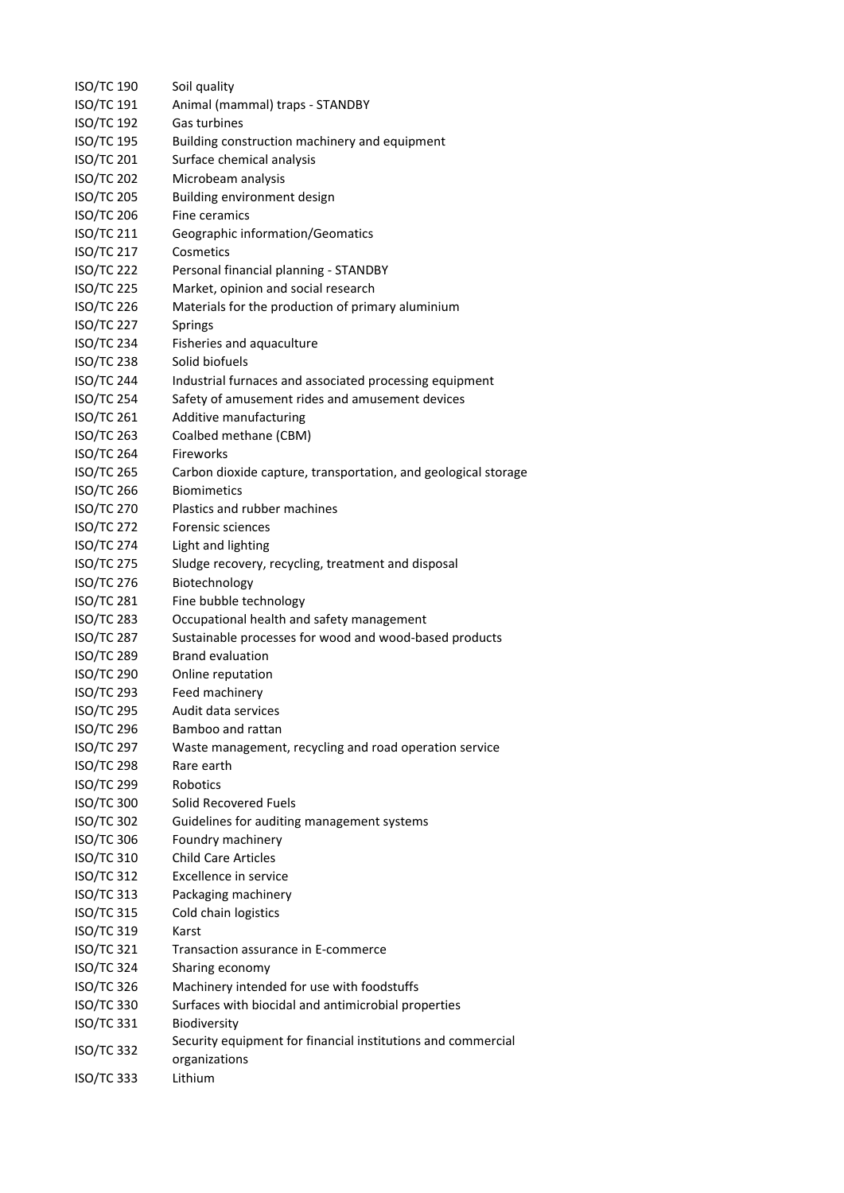| | |
|---|---|
| ISO/TC 190 | Soil quality |
| ISO/TC 191 | Animal (mammal) traps - STANDBY |
| ISO/TC 192 | Gas turbines |
| ISO/TC 195 | Building construction machinery and equipment |
| ISO/TC 201 | Surface chemical analysis |
| ISO/TC 202 | Microbeam analysis |
| ISO/TC 205 | Building environment design |
| ISO/TC 206 | Fine ceramics |
| ISO/TC 211 | Geographic information/Geomatics |
| ISO/TC 217 | Cosmetics |
| ISO/TC 222 | Personal financial planning - STANDBY |
| ISO/TC 225 | Market, opinion and social research |
| ISO/TC 226 | Materials for the production of primary aluminium |
| ISO/TC 227 | Springs |
| ISO/TC 234 | Fisheries and aquaculture |
| ISO/TC 238 | Solid biofuels |
| ISO/TC 244 | Industrial furnaces and associated processing equipment |
| ISO/TC 254 | Safety of amusement rides and amusement devices |
| ISO/TC 261 | Additive manufacturing |
| ISO/TC 263 | Coalbed methane (CBM) |
| ISO/TC 264 | Fireworks |
| ISO/TC 265 | Carbon dioxide capture, transportation, and geological storage |
| ISO/TC 266 | Biomimetics |
| ISO/TC 270 | Plastics and rubber machines |
| ISO/TC 272 | Forensic sciences |
| ISO/TC 274 | Light and lighting |
| ISO/TC 275 | Sludge recovery, recycling, treatment and disposal |
| ISO/TC 276 | Biotechnology |
| ISO/TC 281 | Fine bubble technology |
| ISO/TC 283 | Occupational health and safety management |
| ISO/TC 287 | Sustainable processes for wood and wood-based products |
| ISO/TC 289 | Brand evaluation |
| ISO/TC 290 | Online reputation |
| ISO/TC 293 | Feed machinery |
| ISO/TC 295 | Audit data services |
| ISO/TC 296 | Bamboo and rattan |
| ISO/TC 297 | Waste management, recycling and road operation service |
| ISO/TC 298 | Rare earth |
| ISO/TC 299 | Robotics |
| ISO/TC 300 | Solid Recovered Fuels |
| ISO/TC 302 | Guidelines for auditing management systems |
| ISO/TC 306 | Foundry machinery |
| ISO/TC 310 | Child Care Articles |
| ISO/TC 312 | Excellence in service |
| ISO/TC 313 | Packaging machinery |
| ISO/TC 315 | Cold chain logistics |
| ISO/TC 319 | Karst |
| ISO/TC 321 | Transaction assurance in E-commerce |
| ISO/TC 324 | Sharing economy |
| ISO/TC 326 | Machinery intended for use with foodstuffs |
| ISO/TC 330 | Surfaces with biocidal and antimicrobial properties |
| ISO/TC 331 | Biodiversity |
| ISO/TC 332 | Security equipment for financial institutions and commercial organizations |
| ISO/TC 333 | Lithium |